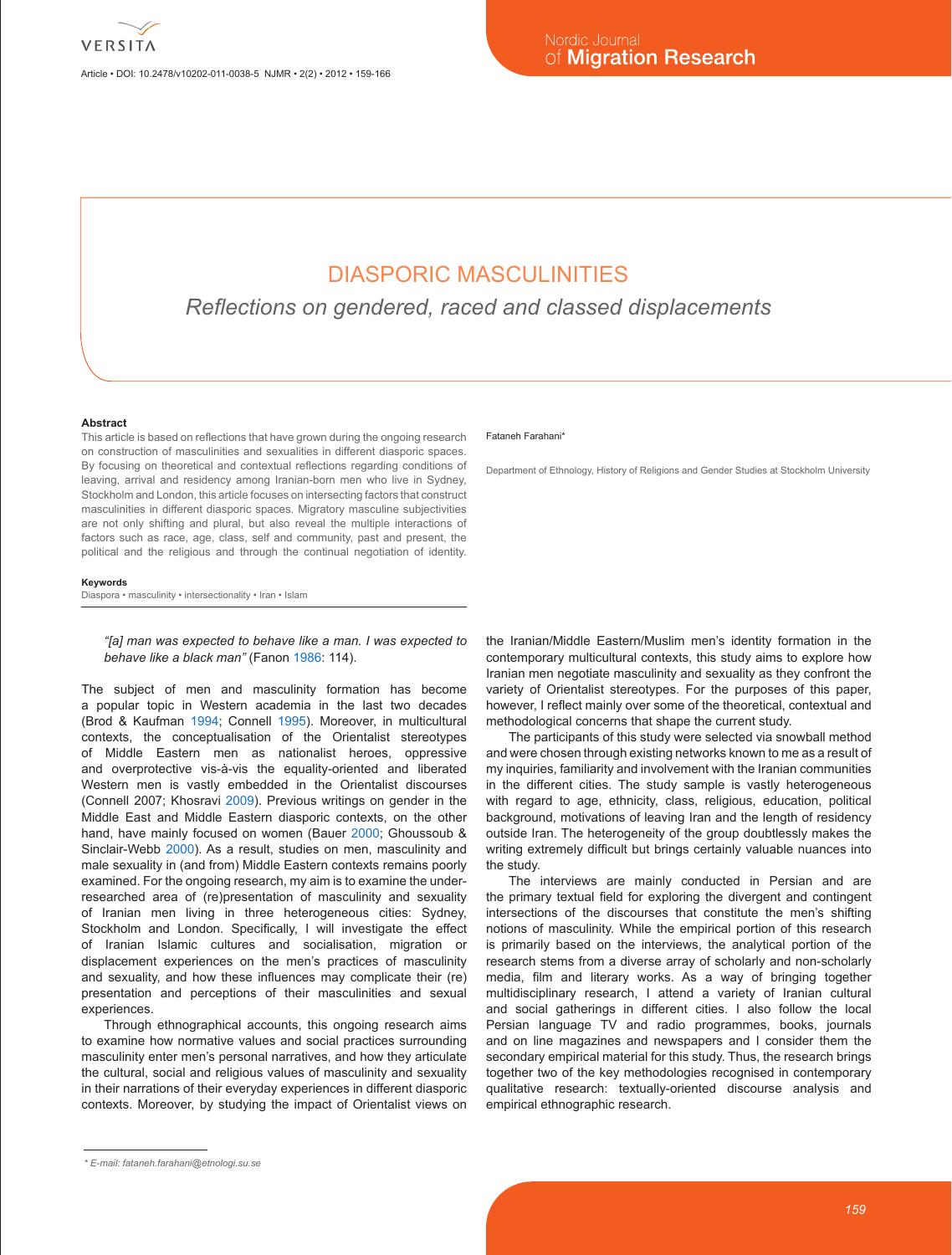# DIASPORIC MASCULINITIES

## *Reflections on gendered, raced and classed displacements*

Fataneh Farahani*

Department of Ethnology, History of Religions and Gender Studies at Stockholm University

**Abstract**

This article is based on reflections that have grown during the ongoing research on construction of masculinities and sexualities in different diasporic spaces. By focusing on theoretical and contextual reflections regarding conditions of leaving, arrival and residency among Iranian-born men who live in Sydney, Stockholm and London, this article focuses on intersecting factors that construct masculinities in different diasporic spaces. Migratory masculine subjectivities are not only shifting and plural, but also reveal the multiple interactions of factors such as race, age, class, self and community, past and present, the political and the religious and through the continual negotiation of identity.

**Keywords**

Diaspora • masculinity • intersectionality • Iran • Islam

> *"[a] man was expected to behave like a man. I was expected to behave like a black man"* (Fanon 1986: 114).

The subject of men and masculinity formation has become a popular topic in Western academia in the last two decades (Brod & Kaufman 1994; Connell 1995). Moreover, in multicultural contexts, the conceptualisation of the Orientalist stereotypes of Middle Eastern men as nationalist heroes, oppressive and overprotective vis-à-vis the equality-oriented and liberated Western men is vastly embedded in the Orientalist discourses (Connell 2007; Khosravi 2009). Previous writings on gender in the Middle East and Middle Eastern diasporic contexts, on the other hand, have mainly focused on women (Bauer 2000; Ghoussoub & Sinclair-Webb 2000). As a result, studies on men, masculinity and male sexuality in (and from) Middle Eastern contexts remains poorly examined. For the ongoing research, my aim is to examine the under-researched area of (re)presentation of masculinity and sexuality of Iranian men living in three heterogeneous cities: Sydney, Stockholm and London. Specifically, I will investigate the effect of Iranian Islamic cultures and socialisation, migration or displacement experiences on the men's practices of masculinity and sexuality, and how these influences may complicate their (re) presentation and perceptions of their masculinities and sexual experiences.

Through ethnographical accounts, this ongoing research aims to examine how normative values and social practices surrounding masculinity enter men's personal narratives, and how they articulate the cultural, social and religious values of masculinity and sexuality in their narrations of their everyday experiences in different diasporic contexts. Moreover, by studying the impact of Orientalist views on the Iranian/Middle Eastern/Muslim men's identity formation in the contemporary multicultural contexts, this study aims to explore how Iranian men negotiate masculinity and sexuality as they confront the variety of Orientalist stereotypes. For the purposes of this paper, however, I reflect mainly over some of the theoretical, contextual and methodological concerns that shape the current study.

The participants of this study were selected via snowball method and were chosen through existing networks known to me as a result of my inquiries, familiarity and involvement with the Iranian communities in the different cities. The study sample is vastly heterogeneous with regard to age, ethnicity, class, religious, education, political background, motivations of leaving Iran and the length of residency outside Iran. The heterogeneity of the group doubtlessly makes the writing extremely difficult but brings certainly valuable nuances into the study.

The interviews are mainly conducted in Persian and are the primary textual field for exploring the divergent and contingent intersections of the discourses that constitute the men's shifting notions of masculinity. While the empirical portion of this research is primarily based on the interviews, the analytical portion of the research stems from a diverse array of scholarly and non-scholarly media, film and literary works. As a way of bringing together multidisciplinary research, I attend a variety of Iranian cultural and social gatherings in different cities. I also follow the local Persian language TV and radio programmes, books, journals and on line magazines and newspapers and I consider them the secondary empirical material for this study. Thus, the research brings together two of the key methodologies recognised in contemporary qualitative research: textually-oriented discourse analysis and empirical ethnographic research.

\* *E-mail: fataneh.farahani@etnologi.su.se*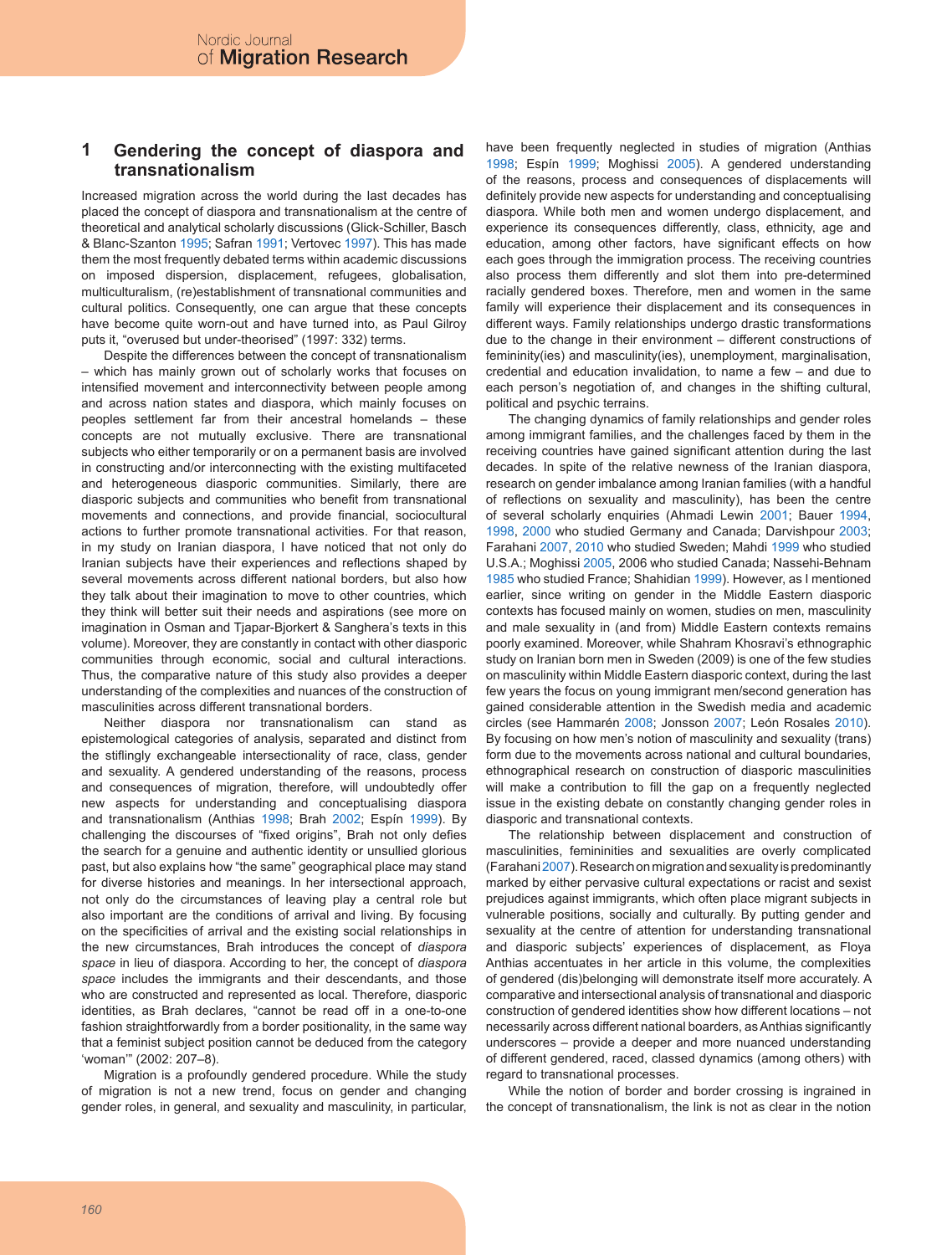## 1 Gendering the concept of diaspora and transnationalism

Increased migration across the world during the last decades has placed the concept of diaspora and transnationalism at the centre of theoretical and analytical scholarly discussions (Glick-Schiller, Basch & Blanc-Szanton 1995; Safran 1991; Vertovec 1997). This has made them the most frequently debated terms within academic discussions on imposed dispersion, displacement, refugees, globalisation, multiculturalism, (re)establishment of transnational communities and cultural politics. Consequently, one can argue that these concepts have become quite worn-out and have turned into, as Paul Gilroy puts it, "overused but under-theorised" (1997: 332) terms.

Despite the differences between the concept of transnationalism – which has mainly grown out of scholarly works that focuses on intensified movement and interconnectivity between people among and across nation states and diaspora, which mainly focuses on peoples settlement far from their ancestral homelands – these concepts are not mutually exclusive. There are transnational subjects who either temporarily or on a permanent basis are involved in constructing and/or interconnecting with the existing multifaceted and heterogeneous diasporic communities. Similarly, there are diasporic subjects and communities who benefit from transnational movements and connections, and provide financial, sociocultural actions to further promote transnational activities. For that reason, in my study on Iranian diaspora, I have noticed that not only do Iranian subjects have their experiences and reflections shaped by several movements across different national borders, but also how they talk about their imagination to move to other countries, which they think will better suit their needs and aspirations (see more on imagination in Osman and Tjapar-Bjorkert & Sanghera's texts in this volume). Moreover, they are constantly in contact with other diasporic communities through economic, social and cultural interactions. Thus, the comparative nature of this study also provides a deeper understanding of the complexities and nuances of the construction of masculinities across different transnational borders.

Neither diaspora nor transnationalism can stand as epistemological categories of analysis, separated and distinct from the stiflingly exchangeable intersectionality of race, class, gender and sexuality. A gendered understanding of the reasons, process and consequences of migration, therefore, will undoubtedly offer new aspects for understanding and conceptualising diaspora and transnationalism (Anthias 1998; Brah 2002; Espín 1999). By challenging the discourses of "fixed origins", Brah not only defies the search for a genuine and authentic identity or unsullied glorious past, but also explains how "the same" geographical place may stand for diverse histories and meanings. In her intersectional approach, not only do the circumstances of leaving play a central role but also important are the conditions of arrival and living. By focusing on the specificities of arrival and the existing social relationships in the new circumstances, Brah introduces the concept of *diaspora space* in lieu of diaspora. According to her, the concept of *diaspora space* includes the immigrants and their descendants, and those who are constructed and represented as local. Therefore, diasporic identities, as Brah declares, "cannot be read off in a one-to-one fashion straightforwardly from a border positionality, in the same way that a feminist subject position cannot be deduced from the category 'woman'" (2002: 207–8).

Migration is a profoundly gendered procedure. While the study of migration is not a new trend, focus on gender and changing gender roles, in general, and sexuality and masculinity, in particular, have been frequently neglected in studies of migration (Anthias 1998; Espín 1999; Moghissi 2005). A gendered understanding of the reasons, process and consequences of displacements will definitely provide new aspects for understanding and conceptualising diaspora. While both men and women undergo displacement, and experience its consequences differently, class, ethnicity, age and education, among other factors, have significant effects on how each goes through the immigration process. The receiving countries also process them differently and slot them into pre-determined racially gendered boxes. Therefore, men and women in the same family will experience their displacement and its consequences in different ways. Family relationships undergo drastic transformations due to the change in their environment – different constructions of femininity(ies) and masculinity(ies), unemployment, marginalisation, credential and education invalidation, to name a few – and due to each person's negotiation of, and changes in the shifting cultural, political and psychic terrains.

The changing dynamics of family relationships and gender roles among immigrant families, and the challenges faced by them in the receiving countries have gained significant attention during the last decades. In spite of the relative newness of the Iranian diaspora, research on gender imbalance among Iranian families (with a handful of reflections on sexuality and masculinity), has been the centre of several scholarly enquiries (Ahmadi Lewin 2001; Bauer 1994, 1998, 2000 who studied Germany and Canada; Darvishpour 2003; Farahani 2007, 2010 who studied Sweden; Mahdi 1999 who studied U.S.A.; Moghissi 2005, 2006 who studied Canada; Nassehi-Behnam 1985 who studied France; Shahidian 1999). However, as I mentioned earlier, since writing on gender in the Middle Eastern diasporic contexts has focused mainly on women, studies on men, masculinity and male sexuality in (and from) Middle Eastern contexts remains poorly examined. Moreover, while Shahram Khosravi's ethnographic study on Iranian born men in Sweden (2009) is one of the few studies on masculinity within Middle Eastern diasporic context, during the last few years the focus on young immigrant men/second generation has gained considerable attention in the Swedish media and academic circles (see Hammarén 2008; Jonsson 2007; León Rosales 2010). By focusing on how men's notion of masculinity and sexuality (trans) form due to the movements across national and cultural boundaries, ethnographical research on construction of diasporic masculinities will make a contribution to fill the gap on a frequently neglected issue in the existing debate on constantly changing gender roles in diasporic and transnational contexts.

The relationship between displacement and construction of masculinities, femininities and sexualities are overly complicated (Farahani 2007). Research on migration and sexuality is predominantly marked by either pervasive cultural expectations or racist and sexist prejudices against immigrants, which often place migrant subjects in vulnerable positions, socially and culturally. By putting gender and sexuality at the centre of attention for understanding transnational and diasporic subjects' experiences of displacement, as Floya Anthias accentuates in her article in this volume, the complexities of gendered (dis)belonging will demonstrate itself more accurately. A comparative and intersectional analysis of transnational and diasporic construction of gendered identities show how different locations – not necessarily across different national boarders, as Anthias significantly underscores – provide a deeper and more nuanced understanding of different gendered, raced, classed dynamics (among others) with regard to transnational processes.

While the notion of border and border crossing is ingrained in the concept of transnationalism, the link is not as clear in the notion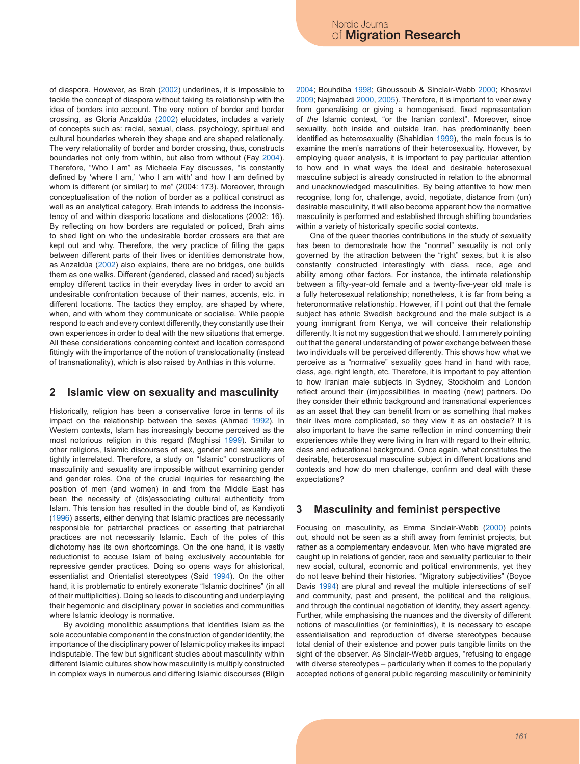of diaspora. However, as Brah (2002) underlines, it is impossible to tackle the concept of diaspora without taking its relationship with the idea of borders into account. The very notion of border and border crossing, as Gloria Anzaldúa (2002) elucidates, includes a variety of concepts such as: racial, sexual, class, psychology, spiritual and cultural boundaries wherein they shape and are shaped relationally. The very relationality of border and border crossing, thus, constructs boundaries not only from within, but also from without (Fay 2004). Therefore, "Who I am" as Michaela Fay discusses, "is constantly defined by 'where I am,' 'who I am with' and how I am defined by whom is different (or similar) to me" (2004: 173). Moreover, through conceptualisation of the notion of border as a political construct as well as an analytical category, Brah intends to address the inconsistency of and within diasporic locations and dislocations (2002: 16). By reflecting on how borders are regulated or policed, Brah aims to shed light on who the undesirable border crossers are that are kept out and why. Therefore, the very practice of filling the gaps between different parts of their lives or identities demonstrate how, as Anzaldúa (2002) also explains, there are no bridges, one builds them as one walks. Different (gendered, classed and raced) subjects employ different tactics in their everyday lives in order to avoid an undesirable confrontation because of their names, accents, etc. in different locations. The tactics they employ, are shaped by where, when, and with whom they communicate or socialise. While people respond to each and every context differently, they constantly use their own experiences in order to deal with the new situations that emerge. All these considerations concerning context and location correspond fittingly with the importance of the notion of translocationality (instead of transnationality), which is also raised by Anthias in this volume.

## 2 Islamic view on sexuality and masculinity

Historically, religion has been a conservative force in terms of its impact on the relationship between the sexes (Ahmed 1992). In Western contexts, Islam has increasingly become perceived as the most notorious religion in this regard (Moghissi 1999). Similar to other religions, Islamic discourses of sex, gender and sexuality are tightly interrelated. Therefore, a study on "Islamic" constructions of masculinity and sexuality are impossible without examining gender and gender roles. One of the crucial inquiries for researching the position of men (and women) in and from the Middle East has been the necessity of (dis)associating cultural authenticity from Islam. This tension has resulted in the double bind of, as Kandiyoti (1996) asserts, either denying that Islamic practices are necessarily responsible for patriarchal practices or asserting that patriarchal practices are not necessarily Islamic. Each of the poles of this dichotomy has its own shortcomings. On the one hand, it is vastly reductionist to accuse Islam of being exclusively accountable for repressive gender practices. Doing so opens ways for ahistorical, essentialist and Orientalist stereotypes (Said 1994). On the other hand, it is problematic to entirely exonerate "Islamic doctrines" (in all of their multiplicities). Doing so leads to discounting and underplaying their hegemonic and disciplinary power in societies and communities where Islamic ideology is normative.

By avoiding monolithic assumptions that identifies Islam as the sole accountable component in the construction of gender identity, the importance of the disciplinary power of Islamic policy makes its impact indisputable. The few but significant studies about masculinity within different Islamic cultures show how masculinity is multiply constructed in complex ways in numerous and differing Islamic discourses (Bilgin 2004; Bouhdiba 1998; Ghoussoub & Sinclair-Webb 2000; Khosravi 2009; Najmabadi 2000, 2005). Therefore, it is important to veer away from generalising or giving a homogenised, fixed representation of *the* Islamic context, "or the Iranian context". Moreover, since sexuality, both inside and outside Iran, has predominantly been identified as heterosexuality (Shahidian 1999), the main focus is to examine the men's narrations of their heterosexuality. However, by employing queer analysis, it is important to pay particular attention to how and in what ways the ideal and desirable heterosexual masculine subject is already constructed in relation to the abnormal and unacknowledged masculinities. By being attentive to how men recognise, long for, challenge, avoid, negotiate, distance from (un) desirable masculinity, it will also become apparent how the normative masculinity is performed and established through shifting boundaries within a variety of historically specific social contexts.

One of the queer theories contributions in the study of sexuality has been to demonstrate how the "normal" sexuality is not only governed by the attraction between the "right" sexes, but it is also constantly constructed interestingly with class, race, age and ability among other factors. For instance, the intimate relationship between a fifty-year-old female and a twenty-five-year old male is a fully heterosexual relationship; nonetheless, it is far from being a heteronormative relationship. However, if I point out that the female subject has ethnic Swedish background and the male subject is a young immigrant from Kenya, we will conceive their relationship differently. It is not my suggestion that we should. I am merely pointing out that the general understanding of power exchange between these two individuals will be perceived differently. This shows how what we perceive as a "normative" sexuality goes hand in hand with race, class, age, right length, etc. Therefore, it is important to pay attention to how Iranian male subjects in Sydney, Stockholm and London reflect around their (im)possibilities in meeting (new) partners. Do they consider their ethnic background and transnational experiences as an asset that they can benefit from or as something that makes their lives more complicated, so they view it as an obstacle? It is also important to have the same reflection in mind concerning their experiences while they were living in Iran with regard to their ethnic, class and educational background. Once again, what constitutes the desirable, heterosexual masculine subject in different locations and contexts and how do men challenge, confirm and deal with these expectations?

## 3 Masculinity and feminist perspective

Focusing on masculinity, as Emma Sinclair-Webb (2000) points out, should not be seen as a shift away from feminist projects, but rather as a complementary endeavour. Men who have migrated are caught up in relations of gender, race and sexuality particular to their new social, cultural, economic and political environments, yet they do not leave behind their histories. "Migratory subjectivities" (Boyce Davis 1994) are plural and reveal the multiple intersections of self and community, past and present, the political and the religious, and through the continual negotiation of identity, they assert agency. Further, while emphasising the nuances and the diversity of different notions of masculinities (or femininities), it is necessary to escape essentialisation and reproduction of diverse stereotypes because total denial of their existence and power puts tangible limits on the sight of the observer. As Sinclair-Webb argues, "refusing to engage with diverse stereotypes – particularly when it comes to the popularly accepted notions of general public regarding masculinity or femininity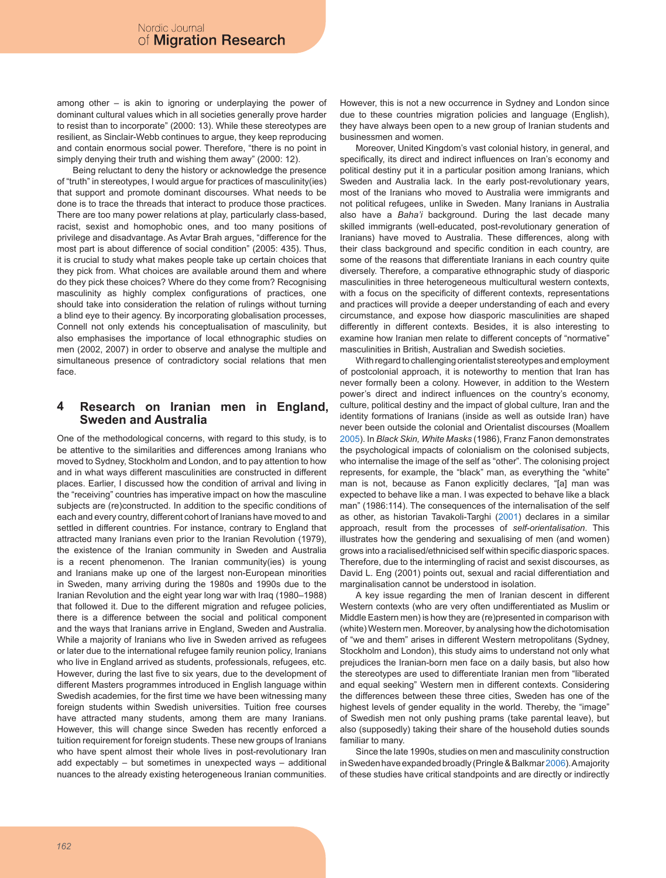among other – is akin to ignoring or underplaying the power of dominant cultural values which in all societies generally prove harder to resist than to incorporate" (2000: 13). While these stereotypes are resilient, as Sinclair-Webb continues to argue, they keep reproducing and contain enormous social power. Therefore, "there is no point in simply denying their truth and wishing them away" (2000: 12).

Being reluctant to deny the history or acknowledge the presence of "truth" in stereotypes, I would argue for practices of masculinity(ies) that support and promote dominant discourses. What needs to be done is to trace the threads that interact to produce those practices. There are too many power relations at play, particularly class-based, racist, sexist and homophobic ones, and too many positions of privilege and disadvantage. As Avtar Brah argues, "difference for the most part is about difference of social condition" (2005: 435). Thus, it is crucial to study what makes people take up certain choices that they pick from. What choices are available around them and where do they pick these choices? Where do they come from? Recognising masculinity as highly complex configurations of practices, one should take into consideration the relation of rulings without turning a blind eye to their agency. By incorporating globalisation processes, Connell not only extends his conceptualisation of masculinity, but also emphasises the importance of local ethnographic studies on men (2002, 2007) in order to observe and analyse the multiple and simultaneous presence of contradictory social relations that men face.

## 4 Research on Iranian men in England, Sweden and Australia

One of the methodological concerns, with regard to this study, is to be attentive to the similarities and differences among Iranians who moved to Sydney, Stockholm and London, and to pay attention to how and in what ways different masculinities are constructed in different places. Earlier, I discussed how the condition of arrival and living in the "receiving" countries has imperative impact on how the masculine subjects are (re)constructed. In addition to the specific conditions of each and every country, different cohort of Iranians have moved to and settled in different countries. For instance, contrary to England that attracted many Iranians even prior to the Iranian Revolution (1979), the existence of the Iranian community in Sweden and Australia is a recent phenomenon. The Iranian community(ies) is young and Iranians make up one of the largest non-European minorities in Sweden, many arriving during the 1980s and 1990s due to the Iranian Revolution and the eight year long war with Iraq (1980–1988) that followed it. Due to the different migration and refugee policies, there is a difference between the social and political component and the ways that Iranians arrive in England, Sweden and Australia. While a majority of Iranians who live in Sweden arrived as refugees or later due to the international refugee family reunion policy, Iranians who live in England arrived as students, professionals, refugees, etc. However, during the last five to six years, due to the development of different Masters programmes introduced in English language within Swedish academies, for the first time we have been witnessing many foreign students within Swedish universities. Tuition free courses have attracted many students, among them are many Iranians. However, this will change since Sweden has recently enforced a tuition requirement for foreign students. These new groups of Iranians who have spent almost their whole lives in post-revolutionary Iran add expectably – but sometimes in unexpected ways – additional nuances to the already existing heterogeneous Iranian communities. However, this is not a new occurrence in Sydney and London since due to these countries migration policies and language (English), they have always been open to a new group of Iranian students and businessmen and women.

Moreover, United Kingdom's vast colonial history, in general, and specifically, its direct and indirect influences on Iran's economy and political destiny put it in a particular position among Iranians, which Sweden and Australia lack. In the early post-revolutionary years, most of the Iranians who moved to Australia were immigrants and not political refugees, unlike in Sweden. Many Iranians in Australia also have a *Baha'i* background. During the last decade many skilled immigrants (well-educated, post-revolutionary generation of Iranians) have moved to Australia. These differences, along with their class background and specific condition in each country, are some of the reasons that differentiate Iranians in each country quite diversely. Therefore, a comparative ethnographic study of diasporic masculinities in three heterogeneous multicultural western contexts, with a focus on the specificity of different contexts, representations and practices will provide a deeper understanding of each and every circumstance, and expose how diasporic masculinities are shaped differently in different contexts. Besides, it is also interesting to examine how Iranian men relate to different concepts of "normative" masculinities in British, Australian and Swedish societies.

With regard to challenging orientalist stereotypes and employment of postcolonial approach, it is noteworthy to mention that Iran has never formally been a colony. However, in addition to the Western power's direct and indirect influences on the country's economy, culture, political destiny and the impact of global culture, Iran and the identity formations of Iranians (inside as well as outside Iran) have never been outside the colonial and Orientalist discourses (Moallem 2005). In *Black Skin, White Masks* (1986), Franz Fanon demonstrates the psychological impacts of colonialism on the colonised subjects, who internalise the image of the self as "other". The colonising project represents, for example, the "black" man, as everything the "white" man is not, because as Fanon explicitly declares, "[a] man was expected to behave like a man. I was expected to behave like a black man" (1986:114). The consequences of the internalisation of the self as other, as historian Tavakoli-Targhi (2001) declares in a similar approach, result from the processes of *self-orientalisation*. This illustrates how the gendering and sexualising of men (and women) grows into a racialised/ethnicised self within specific diasporic spaces. Therefore, due to the intermingling of racist and sexist discourses, as David L. Eng (2001) points out, sexual and racial differentiation and marginalisation cannot be understood in isolation.

A key issue regarding the men of Iranian descent in different Western contexts (who are very often undifferentiated as Muslim or Middle Eastern men) is how they are (re)presented in comparison with (white) Western men. Moreover, by analysing how the dichotomisation of "we and them" arises in different Western metropolitans (Sydney, Stockholm and London), this study aims to understand not only what prejudices the Iranian-born men face on a daily basis, but also how the stereotypes are used to differentiate Iranian men from "liberated and equal seeking" Western men in different contexts. Considering the differences between these three cities, Sweden has one of the highest levels of gender equality in the world. Thereby, the "image" of Swedish men not only pushing prams (take parental leave), but also (supposedly) taking their share of the household duties sounds familiar to many.

Since the late 1990s, studies on men and masculinity construction in Sweden have expanded broadly (Pringle & Balkmar 2006). A majority of these studies have critical standpoints and are directly or indirectly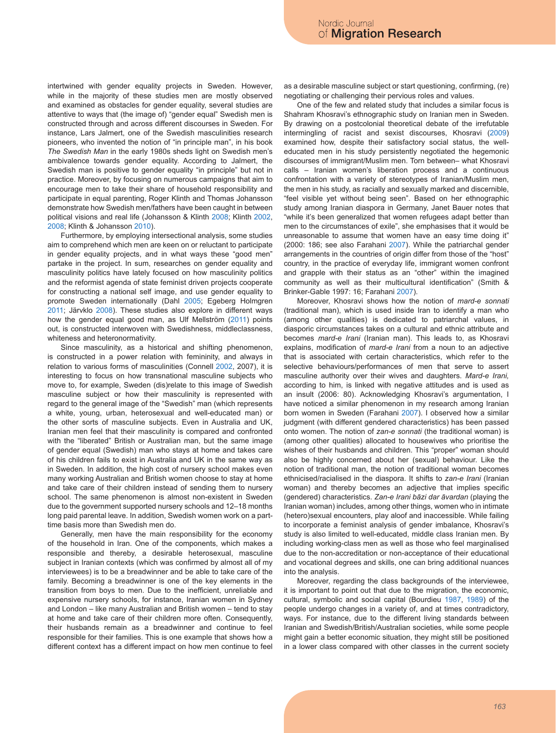intertwined with gender equality projects in Sweden. However, while in the majority of these studies men are mostly observed and examined as obstacles for gender equality, several studies are attentive to ways that (the image of) "gender equal" Swedish men is constructed through and across different discourses in Sweden. For instance, Lars Jalmert, one of the Swedish masculinities research pioneers, who invented the notion of "in principle man", in his book *The Swedish Man* in the early 1980s sheds light on Swedish men's ambivalence towards gender equality. According to Jalmert, the Swedish man is positive to gender equality "in principle" but not in practice. Moreover, by focusing on numerous campaigns that aim to encourage men to take their share of household responsibility and participate in equal parenting, Roger Klinth and Thomas Johansson demonstrate how Swedish men/fathers have been caught in between political visions and real life (Johansson & Klinth 2008; Klinth 2002, 2008; Klinth & Johansson 2010).

Furthermore, by employing intersectional analysis, some studies aim to comprehend which men are keen on or reluctant to participate in gender equality projects, and in what ways these "good men" partake in the project. In sum, researches on gender equality and masculinity politics have lately focused on how masculinity politics and the reformist agenda of state feminist driven projects cooperate for constructing a national self image, and use gender equality to promote Sweden internationally (Dahl 2005; Egeberg Holmgren 2011; Järvklo 2008). These studies also explore in different ways how the gender equal good man, as Ulf Mellström (2011) points out, is constructed interwoven with Swedishness, middleclassness, whiteness and heteronormativity.

Since masculinity, as a historical and shifting phenomenon, is constructed in a power relation with femininity, and always in relation to various forms of masculinities (Connell 2002, 2007), it is interesting to focus on how transnational masculine subjects who move to, for example, Sweden (dis)relate to this image of Swedish masculine subject or how their masculinity is represented with regard to the general image of the "Swedish" man (which represents a white, young, urban, heterosexual and well-educated man) or the other sorts of masculine subjects. Even in Australia and UK, Iranian men feel that their masculinity is compared and confronted with the "liberated" British or Australian man, but the same image of gender equal (Swedish) man who stays at home and takes care of his children fails to exist in Australia and UK in the same way as in Sweden. In addition, the high cost of nursery school makes even many working Australian and British women choose to stay at home and take care of their children instead of sending them to nursery school. The same phenomenon is almost non-existent in Sweden due to the government supported nursery schools and 12–18 months long paid parental leave. In addition, Swedish women work on a part-time basis more than Swedish men do.

Generally, men have the main responsibility for the economy of the household in Iran. One of the components, which makes a responsible and thereby, a desirable heterosexual, masculine subject in Iranian contexts (which was confirmed by almost all of my interviewees) is to be a breadwinner and be able to take care of the family. Becoming a breadwinner is one of the key elements in the transition from boys to men. Due to the inefficient, unreliable and expensive nursery schools, for instance, Iranian women in Sydney and London – like many Australian and British women – tend to stay at home and take care of their children more often. Consequently, their husbands remain as a breadwinner and continue to feel responsible for their families. This is one example that shows how a different context has a different impact on how men continue to feel as a desirable masculine subject or start questioning, confirming, (re) negotiating or challenging their pervious roles and values.

One of the few and related study that includes a similar focus is Shahram Khosravi's ethnographic study on Iranian men in Sweden. By drawing on a postcolonial theoretical debate of the irrefutable intermingling of racist and sexist discourses, Khosravi (2009) examined how, despite their satisfactory social status, the well-educated men in his study persistently negotiated the hegemonic discourses of immigrant/Muslim men. Torn between– what Khosravi calls – Iranian women's liberation process and a continuous confrontation with a variety of stereotypes of Iranian/Muslim men, the men in his study, as racially and sexually marked and discernible, "feel visible yet without being seen". Based on her ethnographic study among Iranian diaspora in Germany, Janet Bauer notes that "while it's been generalized that women refugees adapt better than men to the circumstances of exile", she emphasises that it would be unreasonable to assume that women have an easy time doing it" (2000: 186; see also Farahani 2007). While the patriarchal gender arrangements in the countries of origin differ from those of the "host" country, in the practice of everyday life, immigrant women confront and grapple with their status as an "other" within the imagined community as well as their multicultural identification" (Smith & Brinker-Gable 1997: 16; Farahani 2007).

Moreover, Khosravi shows how the notion of *mard-e sonnati* (traditional man), which is used inside Iran to identify a man who (among other qualities) is dedicated to patriarchal values, in diasporic circumstances takes on a cultural and ethnic attribute and becomes *mard-e Irani* (Iranian man). This leads to, as Khosravi explains, modification of *mard-e Irani* from a noun to an adjective that is associated with certain characteristics, which refer to the selective behaviours/performances of men that serve to assert masculine authority over their wives and daughters. *Mard-e Irani,* according to him, is linked with negative attitudes and is used as an insult (2006: 80). Acknowledging Khosravi's argumentation, I have noticed a similar phenomenon in my research among Iranian born women in Sweden (Farahani 2007). I observed how a similar judgment (with different gendered characteristics) has been passed onto women. The notion of *zan-e sonnati* (the traditional woman) is (among other qualities) allocated to housewives who prioritise the wishes of their husbands and children. This "proper" woman should also be highly concerned about her (sexual) behaviour. Like the notion of traditional man, the notion of traditional woman becomes ethnicised/racialised in the diaspora. It shifts to *zan-e Irani* (Iranian woman) and thereby becomes an adjective that implies specific (gendered) characteristics. *Zan-e Irani bāzi dar āvardan* (playing the Iranian woman) includes, among other things, women who in intimate (hetero)sexual encounters, play aloof and inaccessible. While failing to incorporate a feminist analysis of gender imbalance, Khosravi's study is also limited to well-educated, middle class Iranian men. By including working-class men as well as those who feel marginalised due to the non-accreditation or non-acceptance of their educational and vocational degrees and skills, one can bring additional nuances into the analysis.

Moreover, regarding the class backgrounds of the interviewee, it is important to point out that due to the migration, the economic, cultural, symbolic and social capital (Bourdieu 1987, 1989) of the people undergo changes in a variety of, and at times contradictory, ways. For instance, due to the different living standards between Iranian and Swedish/British/Australian societies, while some people might gain a better economic situation, they might still be positioned in a lower class compared with other classes in the current society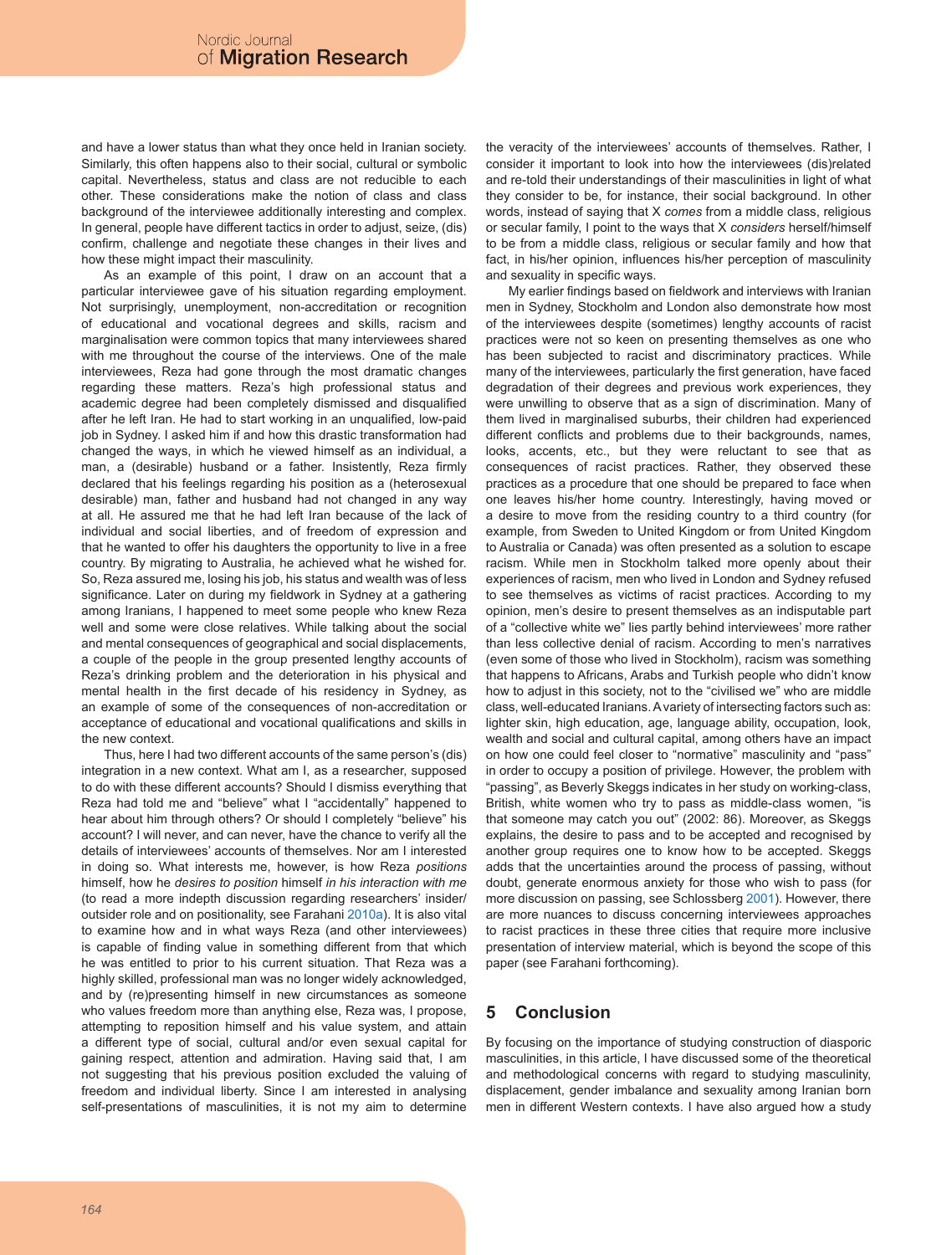and have a lower status than what they once held in Iranian society. Similarly, this often happens also to their social, cultural or symbolic capital. Nevertheless, status and class are not reducible to each other. These considerations make the notion of class and class background of the interviewee additionally interesting and complex. In general, people have different tactics in order to adjust, seize, (dis) confirm, challenge and negotiate these changes in their lives and how these might impact their masculinity.

As an example of this point, I draw on an account that a particular interviewee gave of his situation regarding employment. Not surprisingly, unemployment, non-accreditation or recognition of educational and vocational degrees and skills, racism and marginalisation were common topics that many interviewees shared with me throughout the course of the interviews. One of the male interviewees, Reza had gone through the most dramatic changes regarding these matters. Reza's high professional status and academic degree had been completely dismissed and disqualified after he left Iran. He had to start working in an unqualified, low-paid job in Sydney. I asked him if and how this drastic transformation had changed the ways, in which he viewed himself as an individual, a man, a (desirable) husband or a father. Insistently, Reza firmly declared that his feelings regarding his position as a (heterosexual desirable) man, father and husband had not changed in any way at all. He assured me that he had left Iran because of the lack of individual and social liberties, and of freedom of expression and that he wanted to offer his daughters the opportunity to live in a free country. By migrating to Australia, he achieved what he wished for. So, Reza assured me, losing his job, his status and wealth was of less significance. Later on during my fieldwork in Sydney at a gathering among Iranians, I happened to meet some people who knew Reza well and some were close relatives. While talking about the social and mental consequences of geographical and social displacements, a couple of the people in the group presented lengthy accounts of Reza's drinking problem and the deterioration in his physical and mental health in the first decade of his residency in Sydney, as an example of some of the consequences of non-accreditation or acceptance of educational and vocational qualifications and skills in the new context.

Thus, here I had two different accounts of the same person's (dis) integration in a new context. What am I, as a researcher, supposed to do with these different accounts? Should I dismiss everything that Reza had told me and "believe" what I "accidentally" happened to hear about him through others? Or should I completely "believe" his account? I will never, and can never, have the chance to verify all the details of interviewees' accounts of themselves. Nor am I interested in doing so. What interests me, however, is how Reza *positions* himself, how he *desires to position* himself *in his interaction with me* (to read a more indepth discussion regarding researchers' insider/ outsider role and on positionality, see Farahani 2010a). It is also vital to examine how and in what ways Reza (and other interviewees) is capable of finding value in something different from that which he was entitled to prior to his current situation. That Reza was a highly skilled, professional man was no longer widely acknowledged, and by (re)presenting himself in new circumstances as someone who values freedom more than anything else, Reza was, I propose, attempting to reposition himself and his value system, and attain a different type of social, cultural and/or even sexual capital for gaining respect, attention and admiration. Having said that, I am not suggesting that his previous position excluded the valuing of freedom and individual liberty. Since I am interested in analysing self-presentations of masculinities, it is not my aim to determine the veracity of the interviewees' accounts of themselves. Rather, I consider it important to look into how the interviewees (dis)related and re-told their understandings of their masculinities in light of what they consider to be, for instance, their social background. In other words, instead of saying that X *comes* from a middle class, religious or secular family, I point to the ways that X *considers* herself/himself to be from a middle class, religious or secular family and how that fact, in his/her opinion, influences his/her perception of masculinity and sexuality in specific ways.

My earlier findings based on fieldwork and interviews with Iranian men in Sydney, Stockholm and London also demonstrate how most of the interviewees despite (sometimes) lengthy accounts of racist practices were not so keen on presenting themselves as one who has been subjected to racist and discriminatory practices. While many of the interviewees, particularly the first generation, have faced degradation of their degrees and previous work experiences, they were unwilling to observe that as a sign of discrimination. Many of them lived in marginalised suburbs, their children had experienced different conflicts and problems due to their backgrounds, names, looks, accents, etc., but they were reluctant to see that as consequences of racist practices. Rather, they observed these practices as a procedure that one should be prepared to face when one leaves his/her home country. Interestingly, having moved or a desire to move from the residing country to a third country (for example, from Sweden to United Kingdom or from United Kingdom to Australia or Canada) was often presented as a solution to escape racism. While men in Stockholm talked more openly about their experiences of racism, men who lived in London and Sydney refused to see themselves as victims of racist practices. According to my opinion, men's desire to present themselves as an indisputable part of a "collective white we" lies partly behind interviewees' more rather than less collective denial of racism. According to men's narratives (even some of those who lived in Stockholm), racism was something that happens to Africans, Arabs and Turkish people who didn't know how to adjust in this society, not to the "civilised we" who are middle class, well-educated Iranians. A variety of intersecting factors such as: lighter skin, high education, age, language ability, occupation, look, wealth and social and cultural capital, among others have an impact on how one could feel closer to "normative" masculinity and "pass" in order to occupy a position of privilege. However, the problem with "passing", as Beverly Skeggs indicates in her study on working-class, British, white women who try to pass as middle-class women, "is that someone may catch you out" (2002: 86). Moreover, as Skeggs explains, the desire to pass and to be accepted and recognised by another group requires one to know how to be accepted. Skeggs adds that the uncertainties around the process of passing, without doubt, generate enormous anxiety for those who wish to pass (for more discussion on passing, see Schlossberg 2001). However, there are more nuances to discuss concerning interviewees approaches to racist practices in these three cities that require more inclusive presentation of interview material, which is beyond the scope of this paper (see Farahani forthcoming).

## 5 Conclusion

By focusing on the importance of studying construction of diasporic masculinities, in this article, I have discussed some of the theoretical and methodological concerns with regard to studying masculinity, displacement, gender imbalance and sexuality among Iranian born men in different Western contexts. I have also argued how a study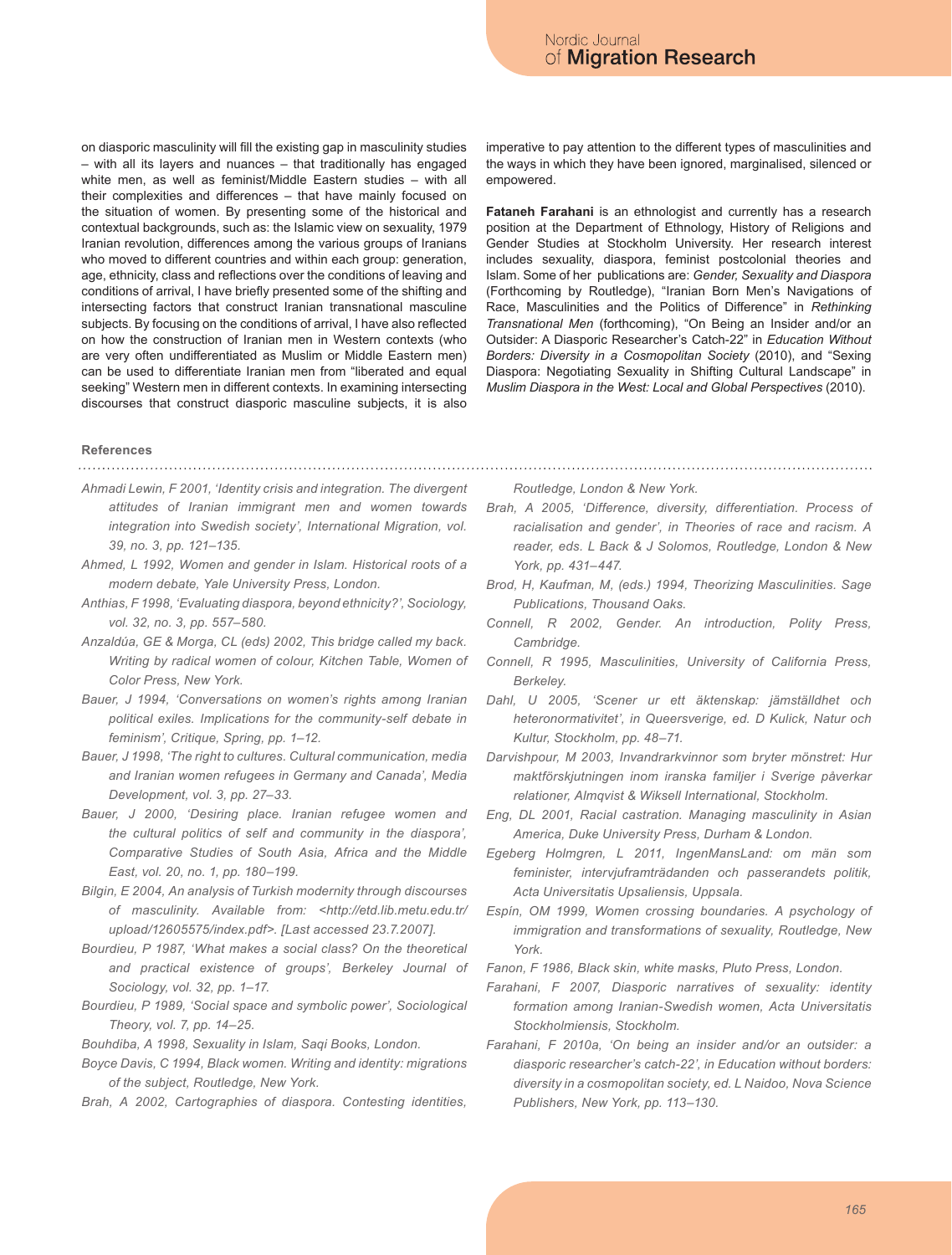on diasporic masculinity will fill the existing gap in masculinity studies – with all its layers and nuances – that traditionally has engaged white men, as well as feminist/Middle Eastern studies – with all their complexities and differences – that have mainly focused on the situation of women. By presenting some of the historical and contextual backgrounds, such as: the Islamic view on sexuality, 1979 Iranian revolution, differences among the various groups of Iranians who moved to different countries and within each group: generation, age, ethnicity, class and reflections over the conditions of leaving and conditions of arrival, I have briefly presented some of the shifting and intersecting factors that construct Iranian transnational masculine subjects. By focusing on the conditions of arrival, I have also reflected on how the construction of Iranian men in Western contexts (who are very often undifferentiated as Muslim or Middle Eastern men) can be used to differentiate Iranian men from "liberated and equal seeking" Western men in different contexts. In examining intersecting discourses that construct diasporic masculine subjects, it is also imperative to pay attention to the different types of masculinities and the ways in which they have been ignored, marginalised, silenced or empowered.

**Fataneh Farahani** is an ethnologist and currently has a research position at the Department of Ethnology, History of Religions and Gender Studies at Stockholm University. Her research interest includes sexuality, diaspora, feminist postcolonial theories and Islam. Some of her publications are: *Gender, Sexuality and Diaspora* (Forthcoming by Routledge), "Iranian Born Men's Navigations of Race, Masculinities and the Politics of Difference" in *Rethinking Transnational Men* (forthcoming), "On Being an Insider and/or an Outsider: A Diasporic Researcher's Catch-22" in *Education Without Borders: Diversity in a Cosmopolitan Society* (2010), and "Sexing Diaspora: Negotiating Sexuality in Shifting Cultural Landscape" in *Muslim Diaspora in the West: Local and Global Perspectives* (2010).

## References

*Ahmadi Lewin, F 2001, 'Identity crisis and integration. The divergent attitudes of Iranian immigrant men and women towards integration into Swedish society', International Migration, vol. 39, no. 3, pp. 121–135.*

*Ahmed, L 1992, Women and gender in Islam. Historical roots of a modern debate, Yale University Press, London.*

*Anthias, F 1998, 'Evaluating diaspora, beyond ethnicity?', Sociology, vol. 32, no. 3, pp. 557–580.*

*Anzaldúa, GE & Morga, CL (eds) 2002, This bridge called my back. Writing by radical women of colour, Kitchen Table, Women of Color Press, New York.*

*Bauer, J 1994, 'Conversations on women's rights among Iranian political exiles. Implications for the community-self debate in feminism', Critique, Spring, pp. 1–12.*

*Bauer, J 1998, 'The right to cultures. Cultural communication, media and Iranian women refugees in Germany and Canada', Media Development, vol. 3, pp. 27–33.*

*Bauer, J 2000, 'Desiring place. Iranian refugee women and the cultural politics of self and community in the diaspora', Comparative Studies of South Asia, Africa and the Middle East, vol. 20, no. 1, pp. 180–199.*

*Bilgin, E 2004, An analysis of Turkish modernity through discourses of masculinity. Available from: <http://etd.lib.metu.edu.tr/upload/12605575/index.pdf>. [Last accessed 23.7.2007].*

*Bourdieu, P 1987, 'What makes a social class? On the theoretical and practical existence of groups', Berkeley Journal of Sociology, vol. 32, pp. 1–17.*

*Bourdieu, P 1989, 'Social space and symbolic power', Sociological Theory, vol. 7, pp. 14–25.*

*Bouhdiba, A 1998, Sexuality in Islam, Saqi Books, London.*

*Boyce Davis, C 1994, Black women. Writing and identity: migrations of the subject, Routledge, New York.*

*Brah, A 2002, Cartographies of diaspora. Contesting identities, Routledge, London & New York.*

*Brah, A 2005, 'Difference, diversity, differentiation. Process of racialisation and gender', in Theories of race and racism. A reader, eds. L Back & J Solomos, Routledge, London & New York, pp. 431–447.*

*Brod, H, Kaufman, M, (eds.) 1994, Theorizing Masculinities. Sage Publications, Thousand Oaks.*

*Connell, R 2002, Gender. An introduction, Polity Press, Cambridge.*

*Connell, R 1995, Masculinities, University of California Press, Berkeley.*

*Dahl, U 2005, 'Scener ur ett äktenskap: jämställdhet och heteronormativitet', in Queersverige, ed. D Kulick, Natur och Kultur, Stockholm, pp. 48–71.*

*Darvishpour, M 2003, Invandrarkvinnor som bryter mönstret: Hur maktförskjutningen inom iranska familjer i Sverige påverkar relationer, Almqvist & Wiksell International, Stockholm.*

*Eng, DL 2001, Racial castration. Managing masculinity in Asian America, Duke University Press, Durham & London.*

*Egeberg Holmgren, L 2011, IngenMansLand: om män som feminister, intervjuframträdanden och passerandets politik, Acta Universitatis Upsaliensis, Uppsala.*

*Espín, OM 1999, Women crossing boundaries. A psychology of immigration and transformations of sexuality, Routledge, New York.*

*Fanon, F 1986, Black skin, white masks, Pluto Press, London.*

*Farahani, F 2007, Diasporic narratives of sexuality: identity formation among Iranian-Swedish women, Acta Universitatis Stockholmiensis, Stockholm.*

*Farahani, F 2010a, 'On being an insider and/or an outsider: a diasporic researcher's catch-22', in Education without borders: diversity in a cosmopolitan society, ed. L Naidoo, Nova Science Publishers, New York, pp. 113–130.*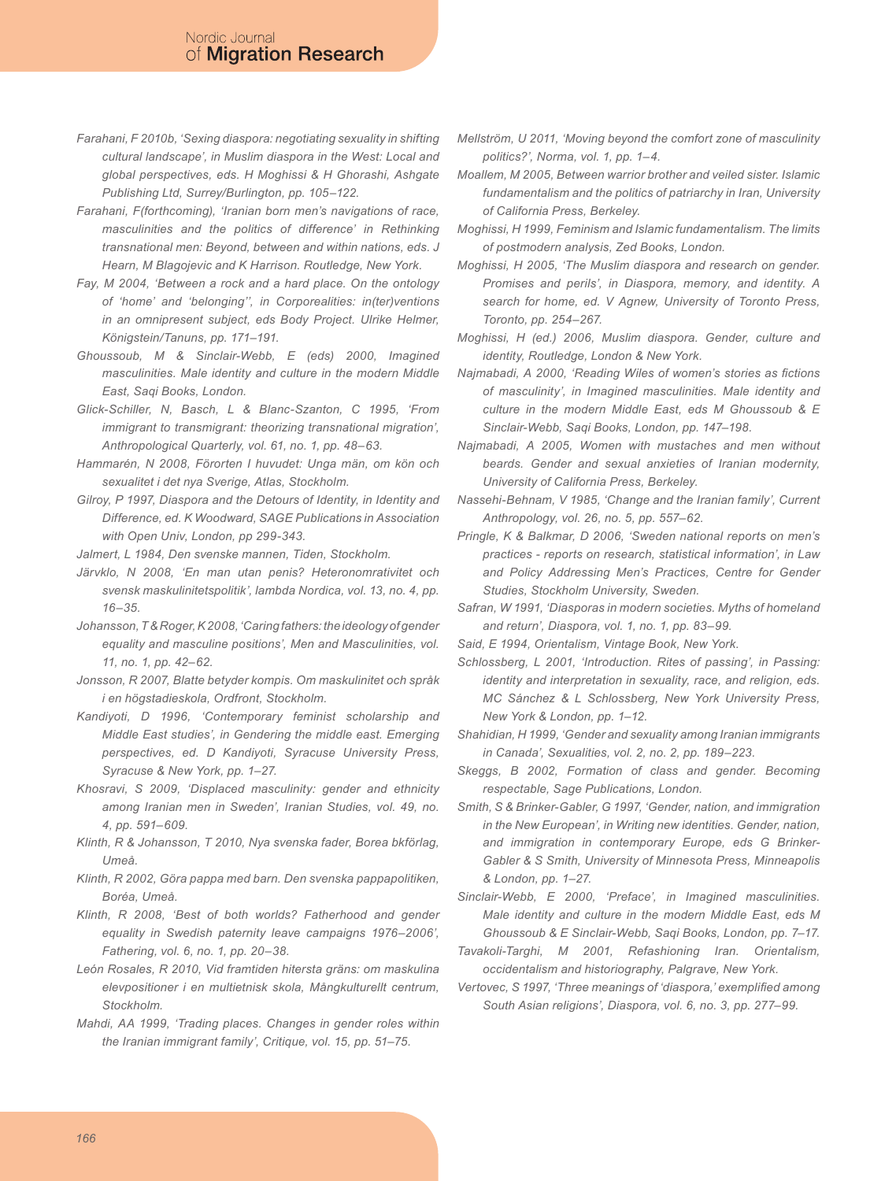*Farahani, F 2010b, 'Sexing diaspora: negotiating sexuality in shifting cultural landscape', in Muslim diaspora in the West: Local and global perspectives, eds. H Moghissi & H Ghorashi, Ashgate Publishing Ltd, Surrey/Burlington, pp. 105–122.*

*Farahani, F(forthcoming), 'Iranian born men's navigations of race, masculinities and the politics of difference' in Rethinking transnational men: Beyond, between and within nations, eds. J Hearn, M Blagojevic and K Harrison. Routledge, New York.*

*Fay, M 2004, 'Between a rock and a hard place. On the ontology of 'home' and 'belonging'', in Corporealities: in(ter)ventions in an omnipresent subject, eds Body Project. Ulrike Helmer, Königstein/Tanuns, pp. 171–191.*

*Ghoussoub, M & Sinclair-Webb, E (eds) 2000, Imagined masculinities. Male identity and culture in the modern Middle East, Saqi Books, London.*

*Glick-Schiller, N, Basch, L & Blanc-Szanton, C 1995, 'From immigrant to transmigrant: theorizing transnational migration', Anthropological Quarterly, vol. 61, no. 1, pp. 48–63.*

*Hammarén, N 2008, Förorten I huvudet: Unga män, om kön och sexualitet i det nya Sverige, Atlas, Stockholm.*

*Gilroy, P 1997, Diaspora and the Detours of Identity, in Identity and Difference, ed. K Woodward, SAGE Publications in Association with Open Univ, London, pp 299-343.*

*Jalmert, L 1984, Den svenske mannen, Tiden, Stockholm.*

*Järvklo, N 2008, 'En man utan penis? Heteronomrativitet och svensk maskulinitetspolitik', lambda Nordica, vol. 13, no. 4, pp. 16–35.*

*Johansson, T & Roger, K 2008, 'Caring fathers: the ideology of gender equality and masculine positions', Men and Masculinities, vol. 11, no. 1, pp. 42–62.*

*Jonsson, R 2007, Blatte betyder kompis. Om maskulinitet och språk i en högstadieskola, Ordfront, Stockholm.*

*Kandiyoti, D 1996, 'Contemporary feminist scholarship and Middle East studies', in Gendering the middle east. Emerging perspectives, ed. D Kandiyoti, Syracuse University Press, Syracuse & New York, pp. 1–27.*

*Khosravi, S 2009, 'Displaced masculinity: gender and ethnicity among Iranian men in Sweden', Iranian Studies, vol. 49, no. 4, pp. 591–609.*

*Klinth, R & Johansson, T 2010, Nya svenska fader, Borea bkförlag, Umeå.*

*Klinth, R 2002, Göra pappa med barn. Den svenska pappapolitiken, Boréa, Umeå.*

*Klinth, R 2008, 'Best of both worlds? Fatherhood and gender equality in Swedish paternity leave campaigns 1976–2006', Fathering, vol. 6, no. 1, pp. 20–38.*

*León Rosales, R 2010, Vid framtiden hitersta gräns: om maskulina elevpositioner i en multietnisk skola, Mångkulturellt centrum, Stockholm.*

*Mahdi, AA 1999, 'Trading places. Changes in gender roles within the Iranian immigrant family', Critique, vol. 15, pp. 51–75.*

*Mellström, U 2011, 'Moving beyond the comfort zone of masculinity politics?', Norma, vol. 1, pp. 1–4.*

*Moallem, M 2005, Between warrior brother and veiled sister. Islamic fundamentalism and the politics of patriarchy in Iran, University of California Press, Berkeley.*

*Moghissi, H 1999, Feminism and Islamic fundamentalism. The limits of postmodern analysis, Zed Books, London.*

*Moghissi, H 2005, 'The Muslim diaspora and research on gender. Promises and perils', in Diaspora, memory, and identity. A search for home, ed. V Agnew, University of Toronto Press, Toronto, pp. 254–267.*

*Moghissi, H (ed.) 2006, Muslim diaspora. Gender, culture and identity, Routledge, London & New York.*

*Najmabadi, A 2000, 'Reading Wiles of women's stories as fictions of masculinity', in Imagined masculinities. Male identity and culture in the modern Middle East, eds M Ghoussoub & E Sinclair-Webb, Saqi Books, London, pp. 147–198.*

*Najmabadi, A 2005, Women with mustaches and men without beards. Gender and sexual anxieties of Iranian modernity, University of California Press, Berkeley.*

*Nassehi-Behnam, V 1985, 'Change and the Iranian family', Current Anthropology, vol. 26, no. 5, pp. 557–62.*

*Pringle, K & Balkmar, D 2006, 'Sweden national reports on men's practices - reports on research, statistical information', in Law and Policy Addressing Men's Practices, Centre for Gender Studies, Stockholm University, Sweden.*

*Safran, W 1991, 'Diasporas in modern societies. Myths of homeland and return', Diaspora, vol. 1, no. 1, pp. 83–99.*

*Said, E 1994, Orientalism, Vintage Book, New York.*

*Schlossberg, L 2001, 'Introduction. Rites of passing', in Passing: identity and interpretation in sexuality, race, and religion, eds. MC Sánchez & L Schlossberg, New York University Press, New York & London, pp. 1–12.*

*Shahidian, H 1999, 'Gender and sexuality among Iranian immigrants in Canada', Sexualities, vol. 2, no. 2, pp. 189–223.*

*Skeggs, B 2002, Formation of class and gender. Becoming respectable, Sage Publications, London.*

*Smith, S & Brinker-Gabler, G 1997, 'Gender, nation, and immigration in the New European', in Writing new identities. Gender, nation, and immigration in contemporary Europe, eds G Brinker-Gabler & S Smith, University of Minnesota Press, Minneapolis & London, pp. 1–27.*

*Sinclair-Webb, E 2000, 'Preface', in Imagined masculinities. Male identity and culture in the modern Middle East, eds M Ghoussoub & E Sinclair-Webb, Saqi Books, London, pp. 7–17.*

*Tavakoli-Targhi, M 2001, Refashioning Iran. Orientalism, occidentalism and historiography, Palgrave, New York.*

*Vertovec, S 1997, 'Three meanings of 'diaspora,' exemplified among South Asian religions', Diaspora, vol. 6, no. 3, pp. 277–99.*